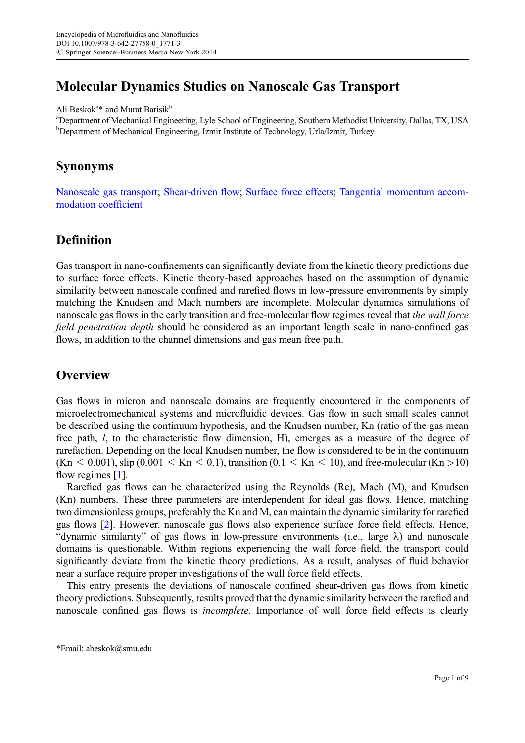Encyclopedia of Microfluidics and Nanofluidics
DOI 10.1007/978-3-642-27758-0_1771-3
© Springer Science+Business Media New York 2014

# Molecular Dynamics Studies on Nanoscale Gas Transport

Ali Beskok[a]* and Murat Barisik[b]

[a]Department of Mechanical Engineering, Lyle School of Engineering, Southern Methodist University, Dallas, TX, USA
[b]Department of Mechanical Engineering, Izmir Institute of Technology, Urla/Izmir, Turkey

## Synonyms

Nanoscale gas transport; Shear-driven flow; Surface force effects; Tangential momentum accommodation coefficient

## Definition

Gas transport in nano-confinements can significantly deviate from the kinetic theory predictions due to surface force effects. Kinetic theory-based approaches based on the assumption of dynamic similarity between nanoscale confined and rarefied flows in low-pressure environments by simply matching the Knudsen and Mach numbers are incomplete. Molecular dynamics simulations of nanoscale gas flows in the early transition and free-molecular flow regimes reveal that *the wall force field penetration depth* should be considered as an important length scale in nano-confined gas flows, in addition to the channel dimensions and gas mean free path.

## Overview

Gas flows in micron and nanoscale domains are frequently encountered in the components of microelectromechanical systems and microfluidic devices. Gas flow in such small scales cannot be described using the continuum hypothesis, and the Knudsen number, Kn (ratio of the gas mean free path, $l$, to the characteristic flow dimension, H), emerges as a measure of the degree of rarefaction. Depending on the local Knudsen number, the flow is considered to be in the continuum ($Kn \leq 0.001$), slip ($0.001 \leq Kn \leq 0.1$), transition ($0.1 \leq Kn \leq 10$), and free-molecular ($Kn > 10$) flow regimes [1].

Rarefied gas flows can be characterized using the Reynolds (Re), Mach (M), and Knudsen (Kn) numbers. These three parameters are interdependent for ideal gas flows. Hence, matching two dimensionless groups, preferably the Kn and M, can maintain the dynamic similarity for rarefied gas flows [2]. However, nanoscale gas flows also experience surface force field effects. Hence, "dynamic similarity" of gas flows in low-pressure environments (i.e., large $\lambda$) and nanoscale domains is questionable. Within regions experiencing the wall force field, the transport could significantly deviate from the kinetic theory predictions. As a result, analyses of fluid behavior near a surface require proper investigations of the wall force field effects.

This entry presents the deviations of nanoscale confined shear-driven gas flows from kinetic theory predictions. Subsequently, results proved that the dynamic similarity between the rarefied and nanoscale confined gas flows is *incomplete*. Importance of wall force field effects is clearly

*Email: abeskok@smu.edu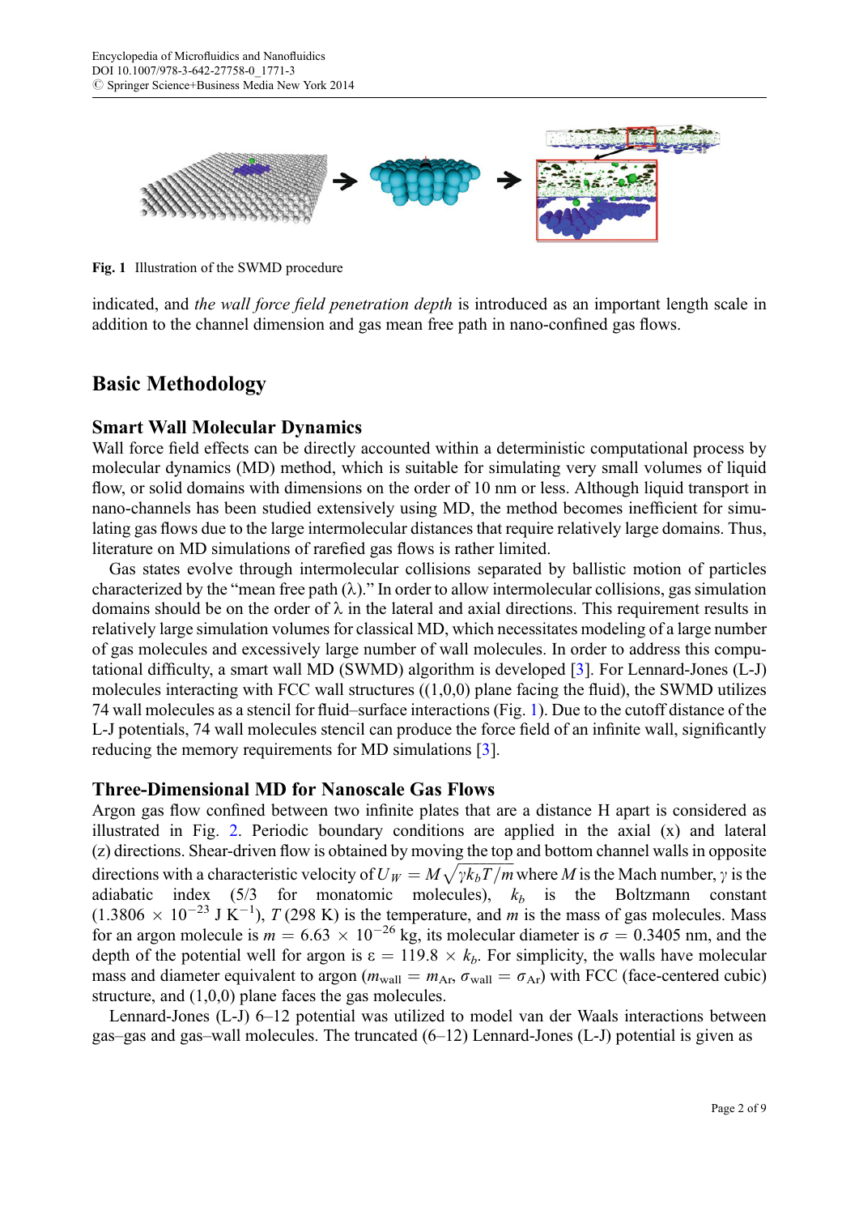Fig. 1 Illustration of the SWMD procedure

indicated, and *the wall force field penetration depth* is introduced as an important length scale in addition to the channel dimension and gas mean free path in nano-confined gas flows.

## Basic Methodology

### Smart Wall Molecular Dynamics

Wall force field effects can be directly accounted within a deterministic computational process by molecular dynamics (MD) method, which is suitable for simulating very small volumes of liquid flow, or solid domains with dimensions on the order of 10 nm or less. Although liquid transport in nano-channels has been studied extensively using MD, the method becomes inefficient for simulating gas flows due to the large intermolecular distances that require relatively large domains. Thus, literature on MD simulations of rarefied gas flows is rather limited.

Gas states evolve through intermolecular collisions separated by ballistic motion of particles characterized by the "mean free path (λ)." In order to allow intermolecular collisions, gas simulation domains should be on the order of λ in the lateral and axial directions. This requirement results in relatively large simulation volumes for classical MD, which necessitates modeling of a large number of gas molecules and excessively large number of wall molecules. In order to address this computational difficulty, a smart wall MD (SWMD) algorithm is developed [3]. For Lennard-Jones (L-J) molecules interacting with FCC wall structures ((1,0,0) plane facing the fluid), the SWMD utilizes 74 wall molecules as a stencil for fluid–surface interactions (Fig. 1). Due to the cutoff distance of the L-J potentials, 74 wall molecules stencil can produce the force field of an infinite wall, significantly reducing the memory requirements for MD simulations [3].

### Three-Dimensional MD for Nanoscale Gas Flows

Argon gas flow confined between two infinite plates that are a distance H apart is considered as illustrated in Fig. 2. Periodic boundary conditions are applied in the axial (x) and lateral (z) directions. Shear-driven flow is obtained by moving the top and bottom channel walls in opposite directions with a characteristic velocity of $U_W = M\sqrt{\gamma k_b T/m}$ where $M$ is the Mach number, $\gamma$ is the adiabatic index (5/3 for monatomic molecules), $k_b$ is the Boltzmann constant ($1.3806 \times 10^{-23}$ J K$^{-1}$), $T$ (298 K) is the temperature, and $m$ is the mass of gas molecules. Mass for an argon molecule is $m = 6.63 \times 10^{-26}$ kg, its molecular diameter is $\sigma = 0.3405$ nm, and the depth of the potential well for argon is $\varepsilon = 119.8 \times k_b$. For simplicity, the walls have molecular mass and diameter equivalent to argon ($m_{\text{wall}} = m_{\text{Ar}}$, $\sigma_{\text{wall}} = \sigma_{\text{Ar}}$) with FCC (face-centered cubic) structure, and (1,0,0) plane faces the gas molecules.

Lennard-Jones (L-J) 6–12 potential was utilized to model van der Waals interactions between gas–gas and gas–wall molecules. The truncated (6–12) Lennard-Jones (L-J) potential is given as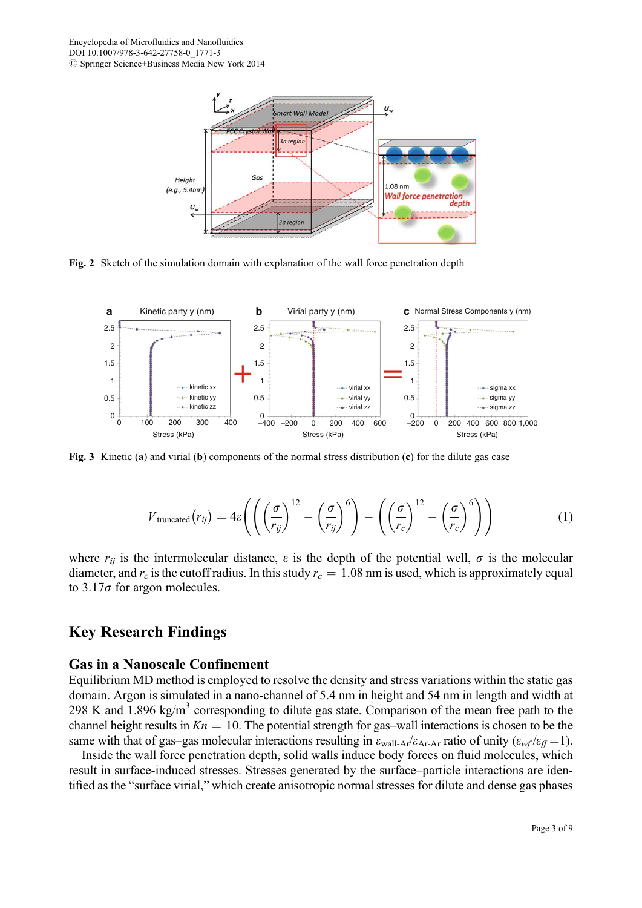Fig. 2 Sketch of the simulation domain with explanation of the wall force penetration depth

Fig. 3 Kinetic (a) and virial (b) components of the normal stress distribution (c) for the dilute gas case

$$V_{\text{truncated}}(r_{ij}) = 4\varepsilon\left(\left(\left(\frac{\sigma}{r_{ij}}\right)^{12} - \left(\frac{\sigma}{r_{ij}}\right)^{6}\right) - \left(\left(\frac{\sigma}{r_c}\right)^{12} - \left(\frac{\sigma}{r_c}\right)^{6}\right)\right) \tag{1}$$

where $r_{ij}$ is the intermolecular distance, $\varepsilon$ is the depth of the potential well, $\sigma$ is the molecular diameter, and $r_c$ is the cutoff radius. In this study $r_c = 1.08$ nm is used, which is approximately equal to $3.17\sigma$ for argon molecules.

## Key Research Findings

### Gas in a Nanoscale Confinement

Equilibrium MD method is employed to resolve the density and stress variations within the static gas domain. Argon is simulated in a nano-channel of 5.4 nm in height and 54 nm in length and width at 298 K and 1.896 kg/m$^3$ corresponding to dilute gas state. Comparison of the mean free path to the channel height results in $Kn = 10$. The potential strength for gas–wall interactions is chosen to be the same with that of gas–gas molecular interactions resulting in $\varepsilon_{\text{wall-Ar}}/\varepsilon_{\text{Ar-Ar}}$ ratio of unity ($\varepsilon_{wf}/\varepsilon_{ff} = 1$).

Inside the wall force penetration depth, solid walls induce body forces on fluid molecules, which result in surface-induced stresses. Stresses generated by the surface–particle interactions are identified as the "surface virial," which create anisotropic normal stresses for dilute and dense gas phases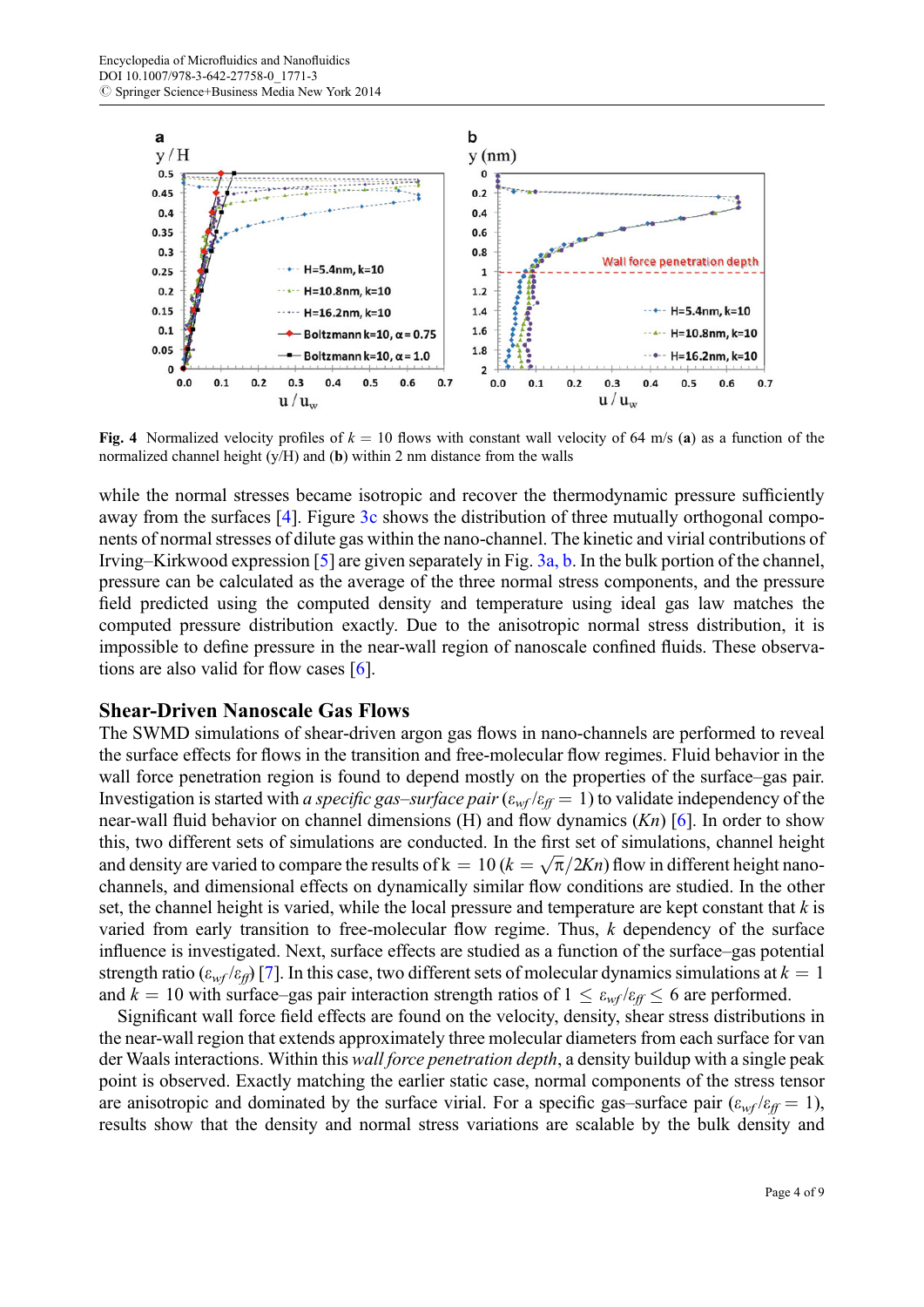**Fig. 4** Normalized velocity profiles of $k = 10$ flows with constant wall velocity of 64 m/s (**a**) as a function of the normalized channel height (y/H) and (**b**) within 2 nm distance from the walls

while the normal stresses became isotropic and recover the thermodynamic pressure sufficiently away from the surfaces [4]. Figure 3c shows the distribution of three mutually orthogonal components of normal stresses of dilute gas within the nano-channel. The kinetic and virial contributions of Irving–Kirkwood expression [5] are given separately in Fig. 3a, b. In the bulk portion of the channel, pressure can be calculated as the average of the three normal stress components, and the pressure field predicted using the computed density and temperature using ideal gas law matches the computed pressure distribution exactly. Due to the anisotropic normal stress distribution, it is impossible to define pressure in the near-wall region of nanoscale confined fluids. These observations are also valid for flow cases [6].

## Shear-Driven Nanoscale Gas Flows

The SWMD simulations of shear-driven argon gas flows in nano-channels are performed to reveal the surface effects for flows in the transition and free-molecular flow regimes. Fluid behavior in the wall force penetration region is found to depend mostly on the properties of the surface–gas pair. Investigation is started with *a specific gas–surface pair* ($\varepsilon_{wf}/\varepsilon_{ff} = 1$) to validate independency of the near-wall fluid behavior on channel dimensions (H) and flow dynamics ($Kn$) [6]. In order to show this, two different sets of simulations are conducted. In the first set of simulations, channel height and density are varied to compare the results of $k = 10$ ($k = \sqrt{\pi}/2Kn$) flow in different height nano-channels, and dimensional effects on dynamically similar flow conditions are studied. In the other set, the channel height is varied, while the local pressure and temperature are kept constant that $k$ is varied from early transition to free-molecular flow regime. Thus, $k$ dependency of the surface influence is investigated. Next, surface effects are studied as a function of the surface–gas potential strength ratio ($\varepsilon_{wf}/\varepsilon_{ff}$) [7]. In this case, two different sets of molecular dynamics simulations at $k = 1$ and $k = 10$ with surface–gas pair interaction strength ratios of $1 \leq \varepsilon_{wf}/\varepsilon_{ff} \leq 6$ are performed.

Significant wall force field effects are found on the velocity, density, shear stress distributions in the near-wall region that extends approximately three molecular diameters from each surface for van der Waals interactions. Within this *wall force penetration depth*, a density buildup with a single peak point is observed. Exactly matching the earlier static case, normal components of the stress tensor are anisotropic and dominated by the surface virial. For a specific gas–surface pair ($\varepsilon_{wf}/\varepsilon_{ff} = 1$), results show that the density and normal stress variations are scalable by the bulk density and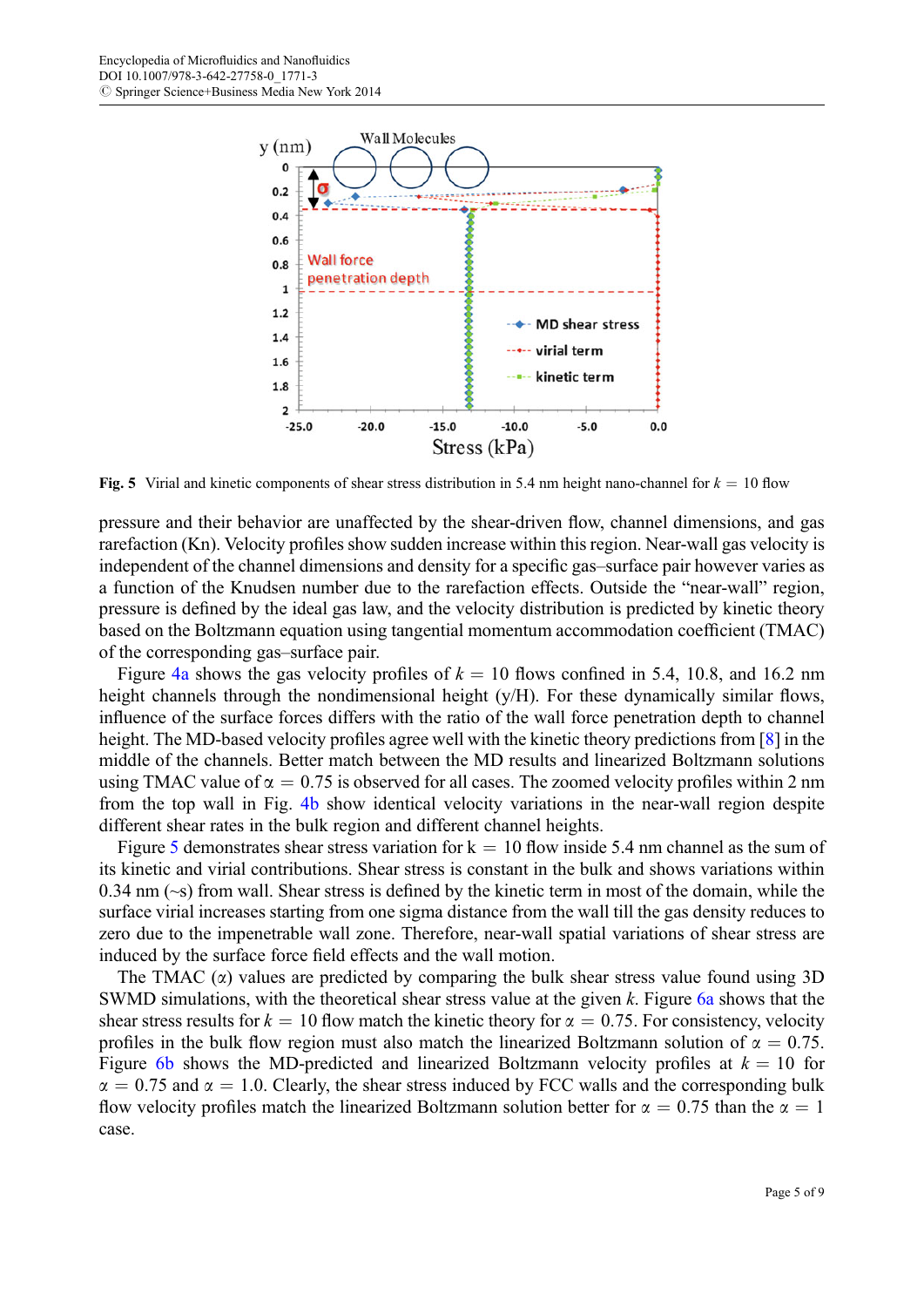**Fig. 5** Virial and kinetic components of shear stress distribution in 5.4 nm height nano-channel for $k = 10$ flow

pressure and their behavior are unaffected by the shear-driven flow, channel dimensions, and gas rarefaction (Kn). Velocity profiles show sudden increase within this region. Near-wall gas velocity is independent of the channel dimensions and density for a specific gas–surface pair however varies as a function of the Knudsen number due to the rarefaction effects. Outside the "near-wall" region, pressure is defined by the ideal gas law, and the velocity distribution is predicted by kinetic theory based on the Boltzmann equation using tangential momentum accommodation coefficient (TMAC) of the corresponding gas–surface pair.

Figure 4a shows the gas velocity profiles of $k = 10$ flows confined in 5.4, 10.8, and 16.2 nm height channels through the nondimensional height (y/H). For these dynamically similar flows, influence of the surface forces differs with the ratio of the wall force penetration depth to channel height. The MD-based velocity profiles agree well with the kinetic theory predictions from [8] in the middle of the channels. Better match between the MD results and linearized Boltzmann solutions using TMAC value of $\alpha = 0.75$ is observed for all cases. The zoomed velocity profiles within 2 nm from the top wall in Fig. 4b show identical velocity variations in the near-wall region despite different shear rates in the bulk region and different channel heights.

Figure 5 demonstrates shear stress variation for $k = 10$ flow inside 5.4 nm channel as the sum of its kinetic and virial contributions. Shear stress is constant in the bulk and shows variations within 0.34 nm (~s) from wall. Shear stress is defined by the kinetic term in most of the domain, while the surface virial increases starting from one sigma distance from the wall till the gas density reduces to zero due to the impenetrable wall zone. Therefore, near-wall spatial variations of shear stress are induced by the surface force field effects and the wall motion.

The TMAC ($\alpha$) values are predicted by comparing the bulk shear stress value found using 3D SWMD simulations, with the theoretical shear stress value at the given $k$. Figure 6a shows that the shear stress results for $k = 10$ flow match the kinetic theory for $\alpha = 0.75$. For consistency, velocity profiles in the bulk flow region must also match the linearized Boltzmann solution of $\alpha = 0.75$. Figure 6b shows the MD-predicted and linearized Boltzmann velocity profiles at $k = 10$ for $\alpha = 0.75$ and $\alpha = 1.0$. Clearly, the shear stress induced by FCC walls and the corresponding bulk flow velocity profiles match the linearized Boltzmann solution better for $\alpha = 0.75$ than the $\alpha = 1$ case.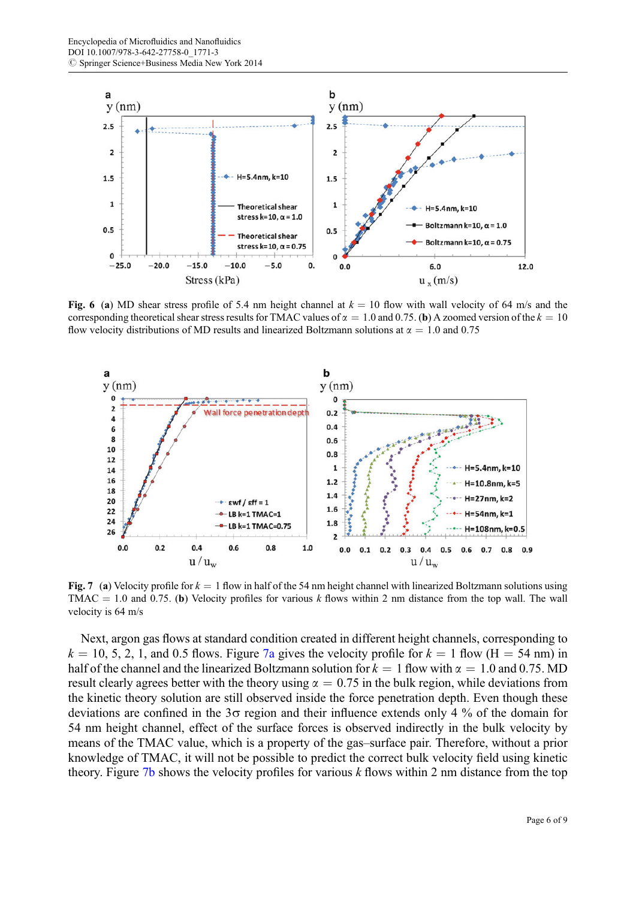**Fig. 6** (**a**) MD shear stress profile of 5.4 nm height channel at $k = 10$ flow with wall velocity of 64 m/s and the corresponding theoretical shear stress results for TMAC values of $\alpha = 1.0$ and 0.75. (**b**) A zoomed version of the $k = 10$ flow velocity distributions of MD results and linearized Boltzmann solutions at $\alpha = 1.0$ and 0.75

**Fig. 7** (**a**) Velocity profile for $k = 1$ flow in half of the 54 nm height channel with linearized Boltzmann solutions using TMAC = 1.0 and 0.75. (**b**) Velocity profiles for various $k$ flows within 2 nm distance from the top wall. The wall velocity is 64 m/s

Next, argon gas flows at standard condition created in different height channels, corresponding to $k = 10$, 5, 2, 1, and 0.5 flows. Figure 7a gives the velocity profile for $k = 1$ flow (H = 54 nm) in half of the channel and the linearized Boltzmann solution for $k = 1$ flow with $\alpha = 1.0$ and 0.75. MD result clearly agrees better with the theory using $\alpha = 0.75$ in the bulk region, while deviations from the kinetic theory solution are still observed inside the force penetration depth. Even though these deviations are confined in the $3\sigma$ region and their influence extends only 4 % of the domain for 54 nm height channel, effect of the surface forces is observed indirectly in the bulk velocity by means of the TMAC value, which is a property of the gas–surface pair. Therefore, without a prior knowledge of TMAC, it will not be possible to predict the correct bulk velocity field using kinetic theory. Figure 7b shows the velocity profiles for various $k$ flows within 2 nm distance from the top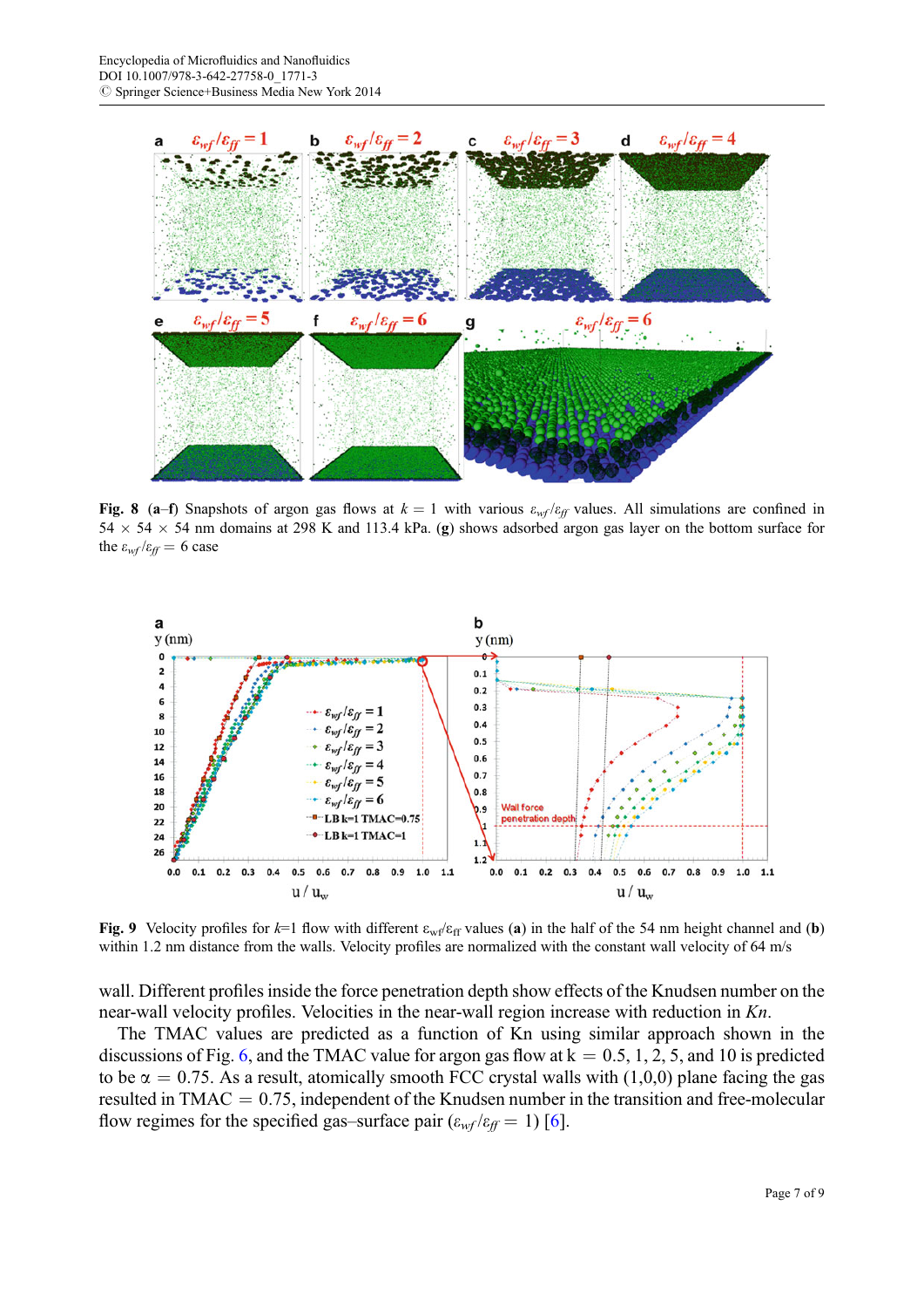**Fig. 8** (**a**–**f**) Snapshots of argon gas flows at $k = 1$ with various $\varepsilon_{wf}/\varepsilon_{ff}$ values. All simulations are confined in $54 \times 54 \times 54$ nm domains at 298 K and 113.4 kPa. (**g**) shows adsorbed argon gas layer on the bottom surface for the $\varepsilon_{wf}/\varepsilon_{ff} = 6$ case

**Fig. 9** Velocity profiles for $k$=1 flow with different $\varepsilon_{wf}/\varepsilon_{ff}$ values (**a**) in the half of the 54 nm height channel and (**b**) within 1.2 nm distance from the walls. Velocity profiles are normalized with the constant wall velocity of 64 m/s

wall. Different profiles inside the force penetration depth show effects of the Knudsen number on the near-wall velocity profiles. Velocities in the near-wall region increase with reduction in *Kn*.

The TMAC values are predicted as a function of Kn using similar approach shown in the discussions of Fig. 6, and the TMAC value for argon gas flow at $k = 0.5, 1, 2, 5$, and 10 is predicted to be $\alpha = 0.75$. As a result, atomically smooth FCC crystal walls with (1,0,0) plane facing the gas resulted in TMAC = 0.75, independent of the Knudsen number in the transition and free-molecular flow regimes for the specified gas–surface pair ($\varepsilon_{wf}/\varepsilon_{ff} = 1$) [6].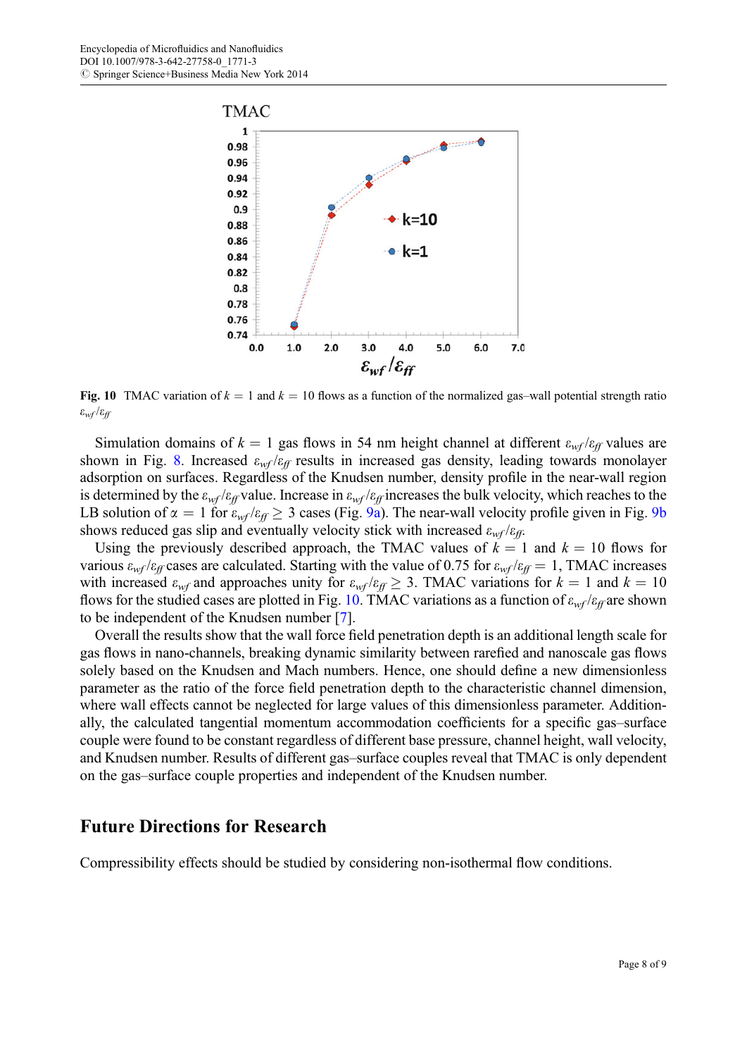Fig. 10 TMAC variation of $k = 1$ and $k = 10$ flows as a function of the normalized gas–wall potential strength ratio $\varepsilon_{wf}/\varepsilon_{ff}$

Simulation domains of $k = 1$ gas flows in 54 nm height channel at different $\varepsilon_{wf}/\varepsilon_{ff}$ values are shown in Fig. 8. Increased $\varepsilon_{wf}/\varepsilon_{ff}$ results in increased gas density, leading towards monolayer adsorption on surfaces. Regardless of the Knudsen number, density profile in the near-wall region is determined by the $\varepsilon_{wf}/\varepsilon_{ff}$ value. Increase in $\varepsilon_{wf}/\varepsilon_{ff}$ increases the bulk velocity, which reaches to the LB solution of $\alpha = 1$ for $\varepsilon_{wf}/\varepsilon_{ff} \geq 3$ cases (Fig. 9a). The near-wall velocity profile given in Fig. 9b shows reduced gas slip and eventually velocity stick with increased $\varepsilon_{wf}/\varepsilon_{ff}$.

Using the previously described approach, the TMAC values of $k = 1$ and $k = 10$ flows for various $\varepsilon_{wf}/\varepsilon_{ff}$ cases are calculated. Starting with the value of 0.75 for $\varepsilon_{wf}/\varepsilon_{ff} = 1$, TMAC increases with increased $\varepsilon_{wf}$ and approaches unity for $\varepsilon_{wf}/\varepsilon_{ff} \geq 3$. TMAC variations for $k = 1$ and $k = 10$ flows for the studied cases are plotted in Fig. 10. TMAC variations as a function of $\varepsilon_{wf}/\varepsilon_{ff}$ are shown to be independent of the Knudsen number [7].

Overall the results show that the wall force field penetration depth is an additional length scale for gas flows in nano-channels, breaking dynamic similarity between rarefied and nanoscale gas flows solely based on the Knudsen and Mach numbers. Hence, one should define a new dimensionless parameter as the ratio of the force field penetration depth to the characteristic channel dimension, where wall effects cannot be neglected for large values of this dimensionless parameter. Additionally, the calculated tangential momentum accommodation coefficients for a specific gas–surface couple were found to be constant regardless of different base pressure, channel height, wall velocity, and Knudsen number. Results of different gas–surface couples reveal that TMAC is only dependent on the gas–surface couple properties and independent of the Knudsen number.

## Future Directions for Research

Compressibility effects should be studied by considering non-isothermal flow conditions.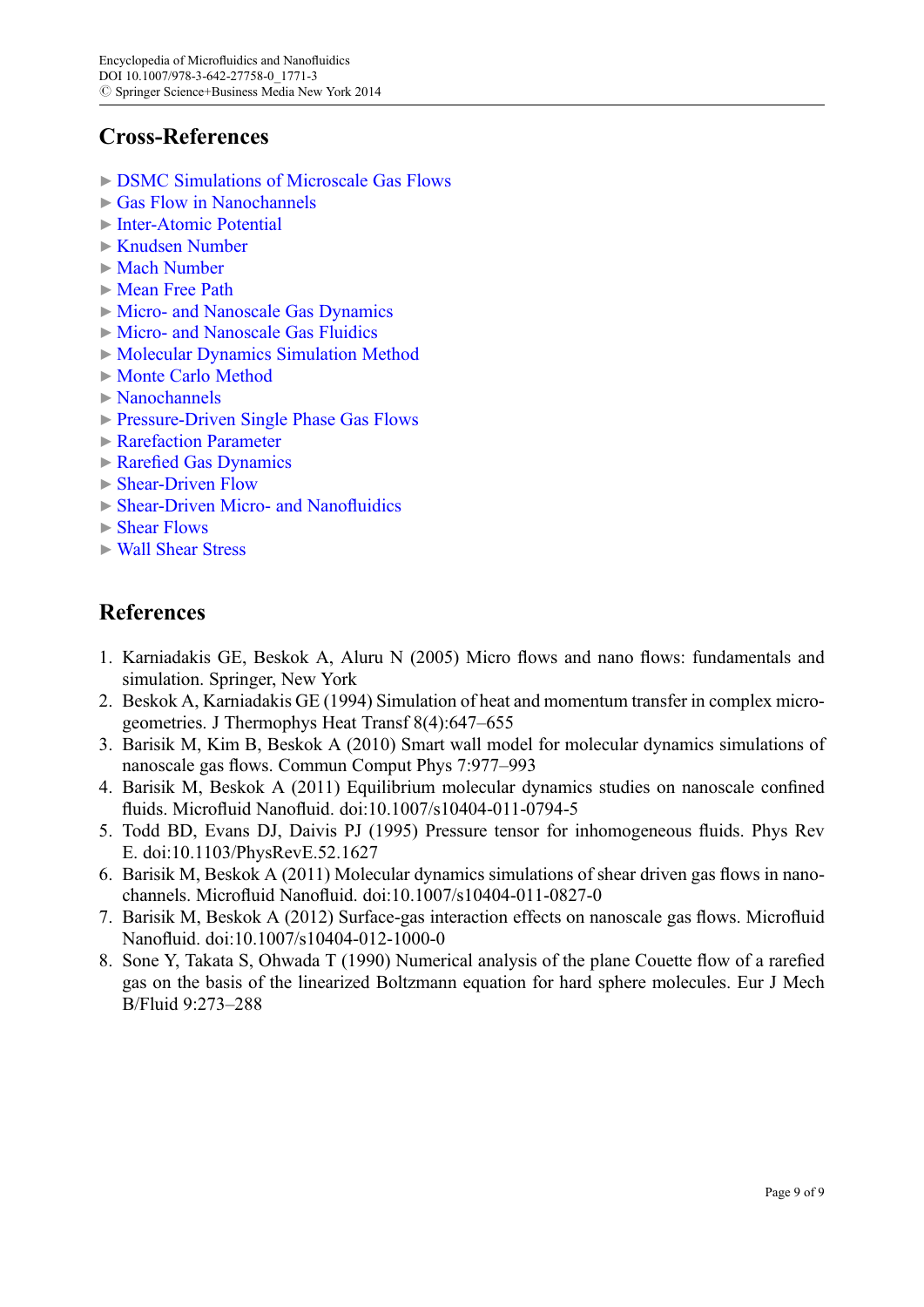## Cross-References

- ▶ DSMC Simulations of Microscale Gas Flows
- ▶ Gas Flow in Nanochannels
- ▶ Inter-Atomic Potential
- ▶ Knudsen Number
- ▶ Mach Number
- ▶ Mean Free Path
- ▶ Micro- and Nanoscale Gas Dynamics
- ▶ Micro- and Nanoscale Gas Fluidics
- ▶ Molecular Dynamics Simulation Method
- ▶ Monte Carlo Method
- ▶ Nanochannels
- ▶ Pressure-Driven Single Phase Gas Flows
- ▶ Rarefaction Parameter
- ▶ Rarefied Gas Dynamics
- ▶ Shear-Driven Flow
- ▶ Shear-Driven Micro- and Nanofluidics
- ▶ Shear Flows
- ▶ Wall Shear Stress

## References

1. Karniadakis GE, Beskok A, Aluru N (2005) Micro flows and nano flows: fundamentals and simulation. Springer, New York
2. Beskok A, Karniadakis GE (1994) Simulation of heat and momentum transfer in complex micro-geometries. J Thermophys Heat Transf 8(4):647–655
3. Barisik M, Kim B, Beskok A (2010) Smart wall model for molecular dynamics simulations of nanoscale gas flows. Commun Comput Phys 7:977–993
4. Barisik M, Beskok A (2011) Equilibrium molecular dynamics studies on nanoscale confined fluids. Microfluid Nanofluid. doi:10.1007/s10404-011-0794-5
5. Todd BD, Evans DJ, Daivis PJ (1995) Pressure tensor for inhomogeneous fluids. Phys Rev E. doi:10.1103/PhysRevE.52.1627
6. Barisik M, Beskok A (2011) Molecular dynamics simulations of shear driven gas flows in nano-channels. Microfluid Nanofluid. doi:10.1007/s10404-011-0827-0
7. Barisik M, Beskok A (2012) Surface-gas interaction effects on nanoscale gas flows. Microfluid Nanofluid. doi:10.1007/s10404-012-1000-0
8. Sone Y, Takata S, Ohwada T (1990) Numerical analysis of the plane Couette flow of a rarefied gas on the basis of the linearized Boltzmann equation for hard sphere molecules. Eur J Mech B/Fluid 9:273–288